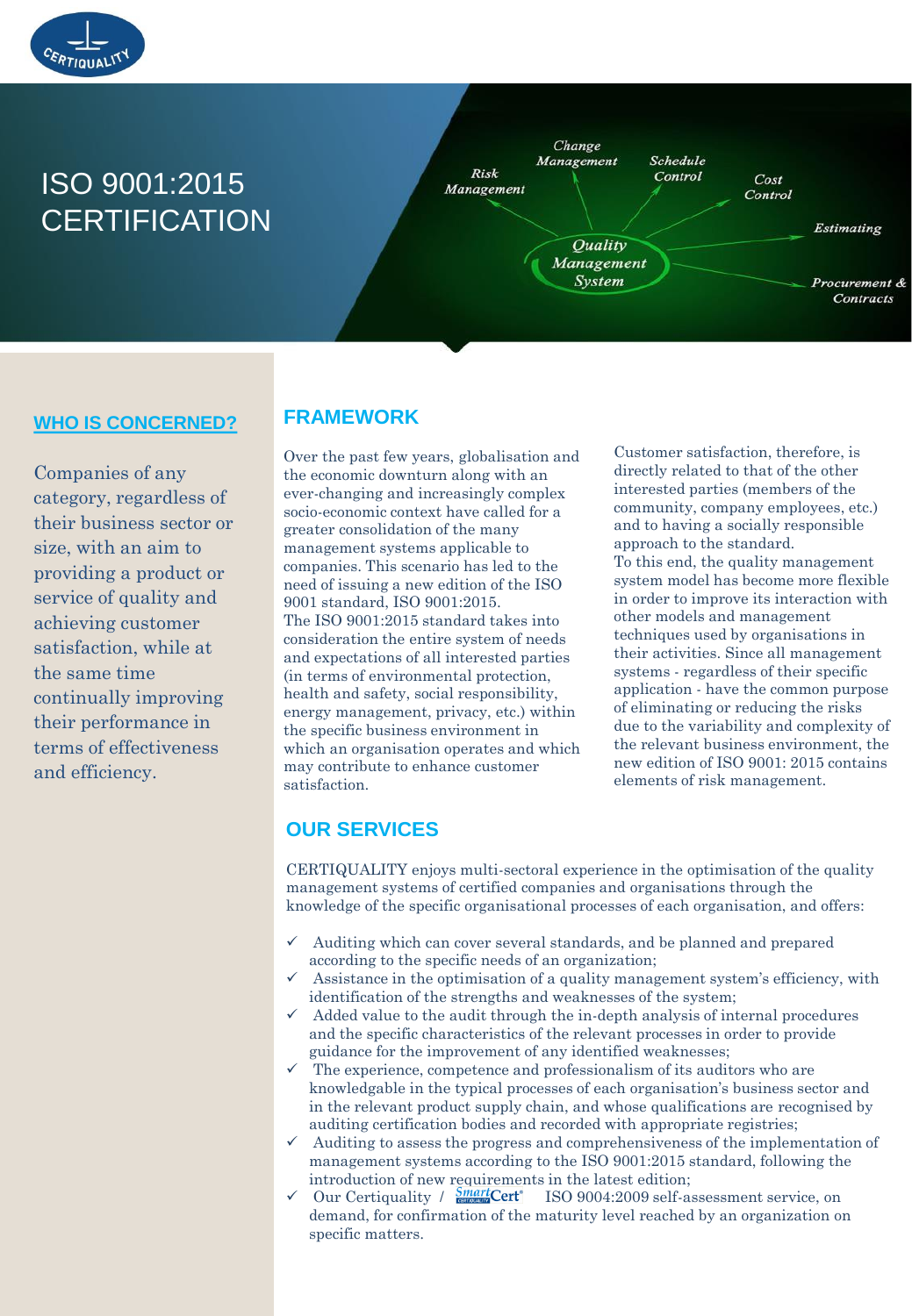# ISO 9001:2015 CERTIFICATION

## WHO IS CONCERNED?

Companies of any category, regardless of their business sector or size, with an aim to providing a product or service of quality and achieving customer satisfaction, while at the same time continually improving their performance in terms of effectiveness and efficiency.

## FRAMEWORK

Over the past few years, globalisation and the economic downturn along with an ever-changing and increasingly complex socio-economic context have called for a greater consolidation of the many management systems applicable to companies. This scenario has led to the need of issuing a new edition of the ISO 9001 standard, ISO 9001:2015.
The ISO 9001:2015 standard takes into consideration the entire system of needs and expectations of all interested parties (in terms of environmental protection, health and safety, social responsibility, energy management, privacy, etc.) within the specific business environment in which an organisation operates and which may contribute to enhance customer satisfaction.

Customer satisfaction, therefore, is directly related to that of the other interested parties (members of the community, company employees, etc.) and to having a socially responsible approach to the standard.
To this end, the quality management system model has become more flexible in order to improve its interaction with other models and management techniques used by organisations in their activities. Since all management systems - regardless of their specific application - have the common purpose of eliminating or reducing the risks due to the variability and complexity of the relevant business environment, the new edition of ISO 9001: 2015 contains elements of risk management.

## OUR SERVICES

CERTIQUALITY enjoys multi-sectoral experience in the optimisation of the quality management systems of certified companies and organisations through the knowledge of the specific organisational processes of each organisation, and offers:

- ✓ Auditing which can cover several standards, and be planned and prepared according to the specific needs of an organization;
- ✓ Assistance in the optimisation of a quality management system's efficiency, with identification of the strengths and weaknesses of the system;
- ✓ Added value to the audit through the in-depth analysis of internal procedures and the specific characteristics of the relevant processes in order to provide guidance for the improvement of any identified weaknesses;
- ✓ The experience, competence and professionalism of its auditors who are knowledgable in the typical processes of each organisation's business sector and in the relevant product supply chain, and whose qualifications are recognised by auditing certification bodies and recorded with appropriate registries;
- ✓ Auditing to assess the progress and comprehensiveness of the implementation of management systems according to the ISO 9001:2015 standard, following the introduction of new requirements in the latest edition;
- ✓ Our Certiquality / SmartCert® ISO 9004:2009 self-assessment service, on demand, for confirmation of the maturity level reached by an organization on specific matters.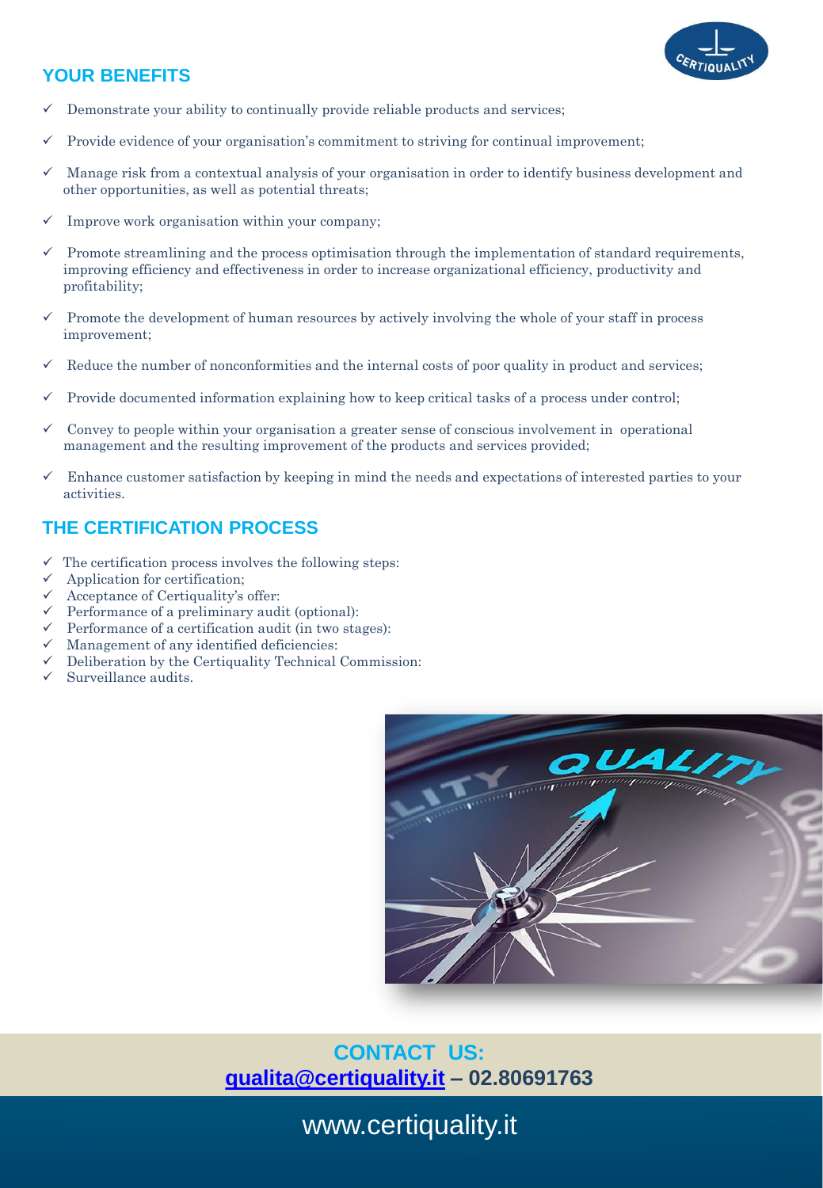## YOUR BENEFITS

- ✓ Demonstrate your ability to continually provide reliable products and services;
- ✓ Provide evidence of your organisation's commitment to striving for continual improvement;
- ✓ Manage risk from a contextual analysis of your organisation in order to identify business development and other opportunities, as well as potential threats;
- ✓ Improve work organisation within your company;
- ✓ Promote streamlining and the process optimisation through the implementation of standard requirements, improving efficiency and effectiveness in order to increase organizational efficiency, productivity and profitability;
- ✓ Promote the development of human resources by actively involving the whole of your staff in process improvement;
- ✓ Reduce the number of nonconformities and the internal costs of poor quality in product and services;
- ✓ Provide documented information explaining how to keep critical tasks of a process under control;
- ✓ Convey to people within your organisation a greater sense of conscious involvement in operational management and the resulting improvement of the products and services provided;
- ✓ Enhance customer satisfaction by keeping in mind the needs and expectations of interested parties to your activities.

## THE CERTIFICATION PROCESS

- ✓ The certification process involves the following steps:
- ✓ Application for certification;
- ✓ Acceptance of Certiquality's offer:
- ✓ Performance of a preliminary audit (optional):
- ✓ Performance of a certification audit (in two stages):
- ✓ Management of any identified deficiencies:
- ✓ Deliberation by the Certiquality Technical Commission:
- ✓ Surveillance audits.

**CONTACT US:**
**qualita@certiquality.it – 02.80691763**

www.certiquality.it